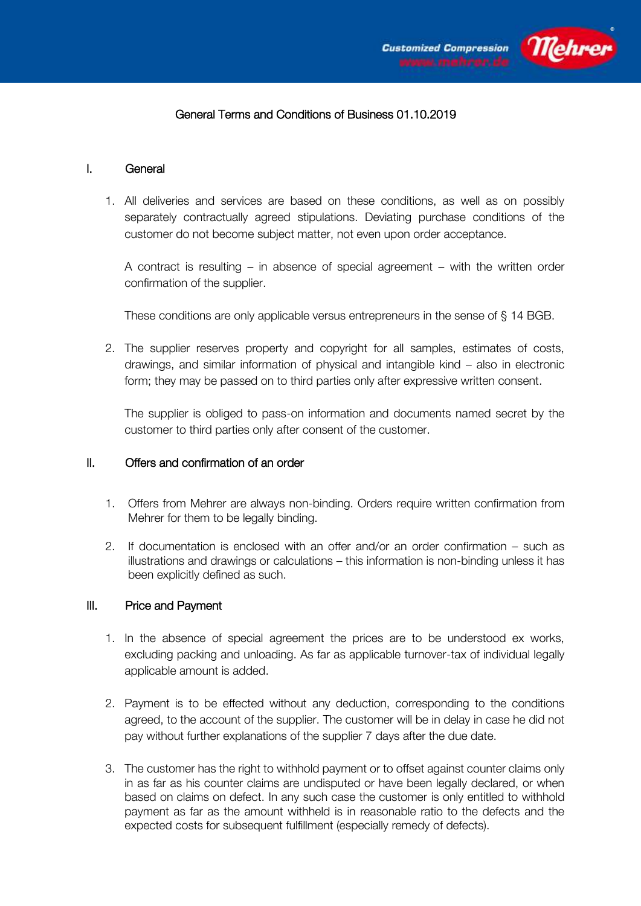# General Terms and Conditions of Business 01.10.2019

## I. General

1. All deliveries and services are based on these conditions, as well as on possibly separately contractually agreed stipulations. Deviating purchase conditions of the customer do not become subject matter, not even upon order acceptance.

   A contract is resulting – in absence of special agreement – with the written order confirmation of the supplier.

   These conditions are only applicable versus entrepreneurs in the sense of § 14 BGB.

2. The supplier reserves property and copyright for all samples, estimates of costs, drawings, and similar information of physical and intangible kind – also in electronic form; they may be passed on to third parties only after expressive written consent.

   The supplier is obliged to pass-on information and documents named secret by the customer to third parties only after consent of the customer.

## II. Offers and confirmation of an order

1. Offers from Mehrer are always non-binding. Orders require written confirmation from Mehrer for them to be legally binding.

2. If documentation is enclosed with an offer and/or an order confirmation – such as illustrations and drawings or calculations – this information is non-binding unless it has been explicitly defined as such.

## III. Price and Payment

1. In the absence of special agreement the prices are to be understood ex works, excluding packing and unloading. As far as applicable turnover-tax of individual legally applicable amount is added.

2. Payment is to be effected without any deduction, corresponding to the conditions agreed, to the account of the supplier. The customer will be in delay in case he did not pay without further explanations of the supplier 7 days after the due date.

3. The customer has the right to withhold payment or to offset against counter claims only in as far as his counter claims are undisputed or have been legally declared, or when based on claims on defect. In any such case the customer is only entitled to withhold payment as far as the amount withheld is in reasonable ratio to the defects and the expected costs for subsequent fulfillment (especially remedy of defects).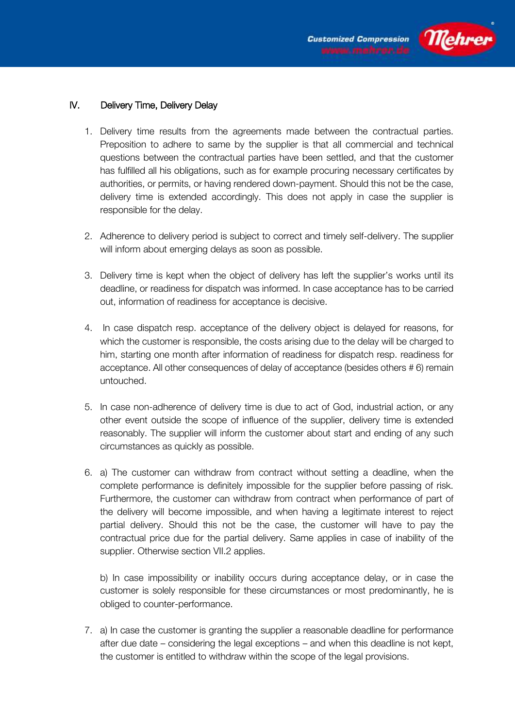## IV. Delivery Time, Delivery Delay

1. Delivery time results from the agreements made between the contractual parties. Preposition to adhere to same by the supplier is that all commercial and technical questions between the contractual parties have been settled, and that the customer has fulfilled all his obligations, such as for example procuring necessary certificates by authorities, or permits, or having rendered down-payment. Should this not be the case, delivery time is extended accordingly. This does not apply in case the supplier is responsible for the delay.

2. Adherence to delivery period is subject to correct and timely self-delivery. The supplier will inform about emerging delays as soon as possible.

3. Delivery time is kept when the object of delivery has left the supplier's works until its deadline, or readiness for dispatch was informed. In case acceptance has to be carried out, information of readiness for acceptance is decisive.

4. In case dispatch resp. acceptance of the delivery object is delayed for reasons, for which the customer is responsible, the costs arising due to the delay will be charged to him, starting one month after information of readiness for dispatch resp. readiness for acceptance. All other consequences of delay of acceptance (besides others # 6) remain untouched.

5. In case non-adherence of delivery time is due to act of God, industrial action, or any other event outside the scope of influence of the supplier, delivery time is extended reasonably. The supplier will inform the customer about start and ending of any such circumstances as quickly as possible.

6. a) The customer can withdraw from contract without setting a deadline, when the complete performance is definitely impossible for the supplier before passing of risk. Furthermore, the customer can withdraw from contract when performance of part of the delivery will become impossible, and when having a legitimate interest to reject partial delivery. Should this not be the case, the customer will have to pay the contractual price due for the partial delivery. Same applies in case of inability of the supplier. Otherwise section VII.2 applies.

   b) In case impossibility or inability occurs during acceptance delay, or in case the customer is solely responsible for these circumstances or most predominantly, he is obliged to counter-performance.

7. a) In case the customer is granting the supplier a reasonable deadline for performance after due date – considering the legal exceptions – and when this deadline is not kept, the customer is entitled to withdraw within the scope of the legal provisions.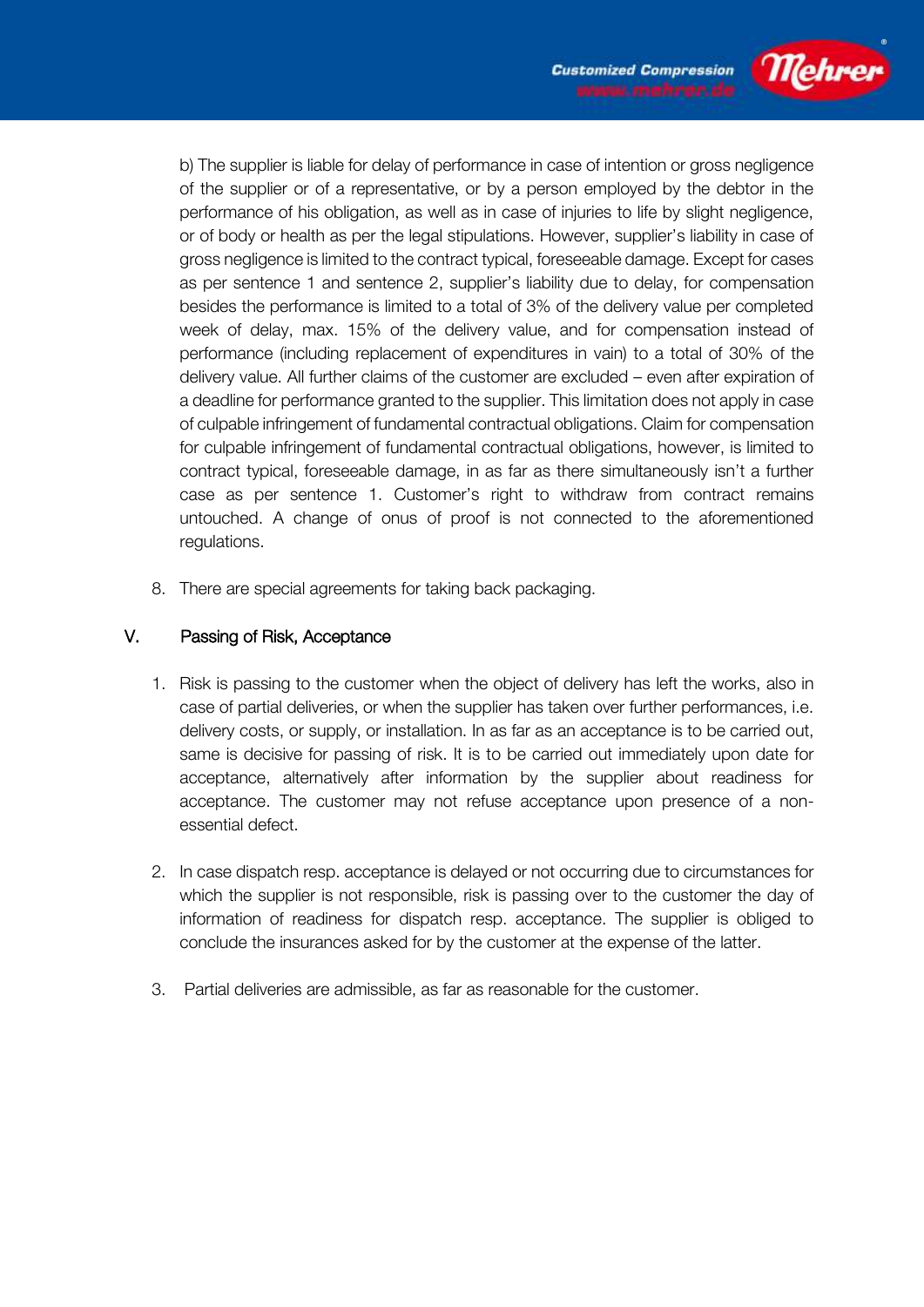b) The supplier is liable for delay of performance in case of intention or gross negligence of the supplier or of a representative, or by a person employed by the debtor in the performance of his obligation, as well as in case of injuries to life by slight negligence, or of body or health as per the legal stipulations. However, supplier's liability in case of gross negligence is limited to the contract typical, foreseeable damage. Except for cases as per sentence 1 and sentence 2, supplier's liability due to delay, for compensation besides the performance is limited to a total of 3% of the delivery value per completed week of delay, max. 15% of the delivery value, and for compensation instead of performance (including replacement of expenditures in vain) to a total of 30% of the delivery value. All further claims of the customer are excluded – even after expiration of a deadline for performance granted to the supplier. This limitation does not apply in case of culpable infringement of fundamental contractual obligations. Claim for compensation for culpable infringement of fundamental contractual obligations, however, is limited to contract typical, foreseeable damage, in as far as there simultaneously isn't a further case as per sentence 1. Customer's right to withdraw from contract remains untouched. A change of onus of proof is not connected to the aforementioned regulations.

8. There are special agreements for taking back packaging.

## V. Passing of Risk, Acceptance

1. Risk is passing to the customer when the object of delivery has left the works, also in case of partial deliveries, or when the supplier has taken over further performances, i.e. delivery costs, or supply, or installation. In as far as an acceptance is to be carried out, same is decisive for passing of risk. It is to be carried out immediately upon date for acceptance, alternatively after information by the supplier about readiness for acceptance. The customer may not refuse acceptance upon presence of a non-essential defect.

2. In case dispatch resp. acceptance is delayed or not occurring due to circumstances for which the supplier is not responsible, risk is passing over to the customer the day of information of readiness for dispatch resp. acceptance. The supplier is obliged to conclude the insurances asked for by the customer at the expense of the latter.

3. Partial deliveries are admissible, as far as reasonable for the customer.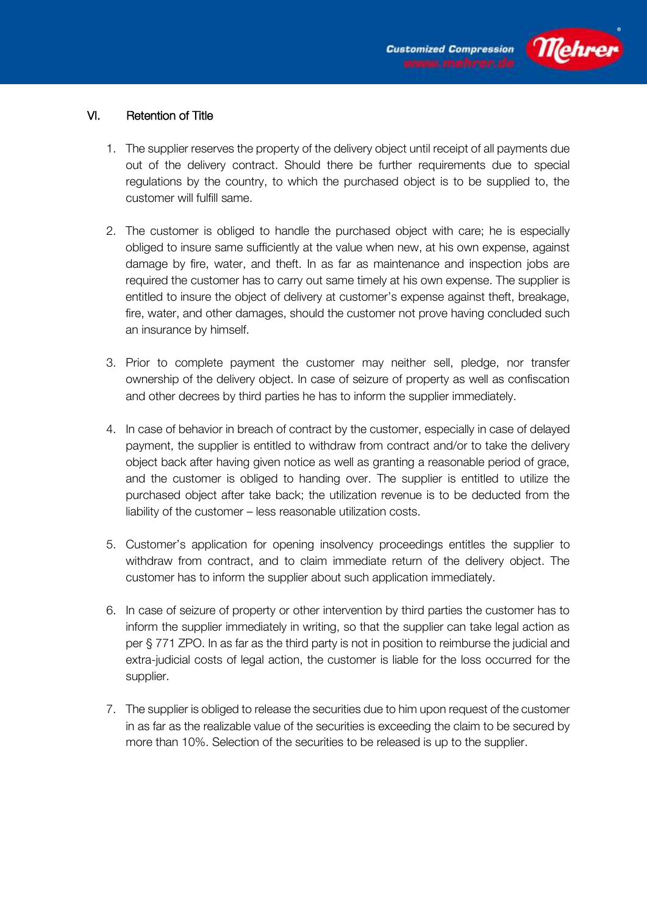## VI. Retention of Title

1. The supplier reserves the property of the delivery object until receipt of all payments due out of the delivery contract. Should there be further requirements due to special regulations by the country, to which the purchased object is to be supplied to, the customer will fulfill same.

2. The customer is obliged to handle the purchased object with care; he is especially obliged to insure same sufficiently at the value when new, at his own expense, against damage by fire, water, and theft. In as far as maintenance and inspection jobs are required the customer has to carry out same timely at his own expense. The supplier is entitled to insure the object of delivery at customer's expense against theft, breakage, fire, water, and other damages, should the customer not prove having concluded such an insurance by himself.

3. Prior to complete payment the customer may neither sell, pledge, nor transfer ownership of the delivery object. In case of seizure of property as well as confiscation and other decrees by third parties he has to inform the supplier immediately.

4. In case of behavior in breach of contract by the customer, especially in case of delayed payment, the supplier is entitled to withdraw from contract and/or to take the delivery object back after having given notice as well as granting a reasonable period of grace, and the customer is obliged to handing over. The supplier is entitled to utilize the purchased object after take back; the utilization revenue is to be deducted from the liability of the customer – less reasonable utilization costs.

5. Customer's application for opening insolvency proceedings entitles the supplier to withdraw from contract, and to claim immediate return of the delivery object. The customer has to inform the supplier about such application immediately.

6. In case of seizure of property or other intervention by third parties the customer has to inform the supplier immediately in writing, so that the supplier can take legal action as per § 771 ZPO. In as far as the third party is not in position to reimburse the judicial and extra-judicial costs of legal action, the customer is liable for the loss occurred for the supplier.

7. The supplier is obliged to release the securities due to him upon request of the customer in as far as the realizable value of the securities is exceeding the claim to be secured by more than 10%. Selection of the securities to be released is up to the supplier.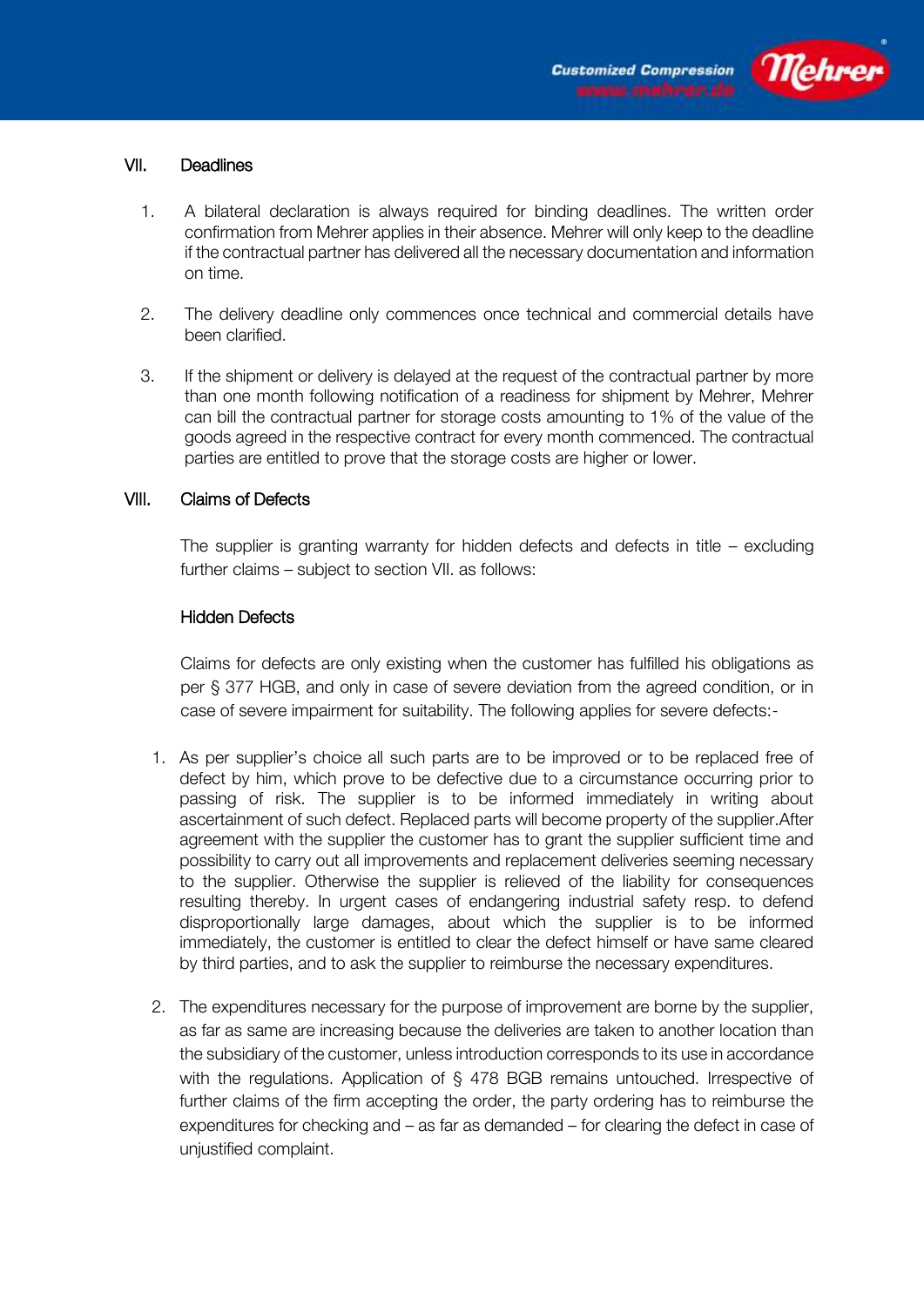## VII. Deadlines

1. A bilateral declaration is always required for binding deadlines. The written order confirmation from Mehrer applies in their absence. Mehrer will only keep to the deadline if the contractual partner has delivered all the necessary documentation and information on time.

2. The delivery deadline only commences once technical and commercial details have been clarified.

3. If the shipment or delivery is delayed at the request of the contractual partner by more than one month following notification of a readiness for shipment by Mehrer, Mehrer can bill the contractual partner for storage costs amounting to 1% of the value of the goods agreed in the respective contract for every month commenced. The contractual parties are entitled to prove that the storage costs are higher or lower.

## VIII. Claims of Defects

The supplier is granting warranty for hidden defects and defects in title – excluding further claims – subject to section VII. as follows:

### Hidden Defects

Claims for defects are only existing when the customer has fulfilled his obligations as per § 377 HGB, and only in case of severe deviation from the agreed condition, or in case of severe impairment for suitability. The following applies for severe defects:-

1. As per supplier's choice all such parts are to be improved or to be replaced free of defect by him, which prove to be defective due to a circumstance occurring prior to passing of risk. The supplier is to be informed immediately in writing about ascertainment of such defect. Replaced parts will become property of the supplier.After agreement with the supplier the customer has to grant the supplier sufficient time and possibility to carry out all improvements and replacement deliveries seeming necessary to the supplier. Otherwise the supplier is relieved of the liability for consequences resulting thereby. In urgent cases of endangering industrial safety resp. to defend disproportionally large damages, about which the supplier is to be informed immediately, the customer is entitled to clear the defect himself or have same cleared by third parties, and to ask the supplier to reimburse the necessary expenditures.

2. The expenditures necessary for the purpose of improvement are borne by the supplier, as far as same are increasing because the deliveries are taken to another location than the subsidiary of the customer, unless introduction corresponds to its use in accordance with the regulations. Application of § 478 BGB remains untouched. Irrespective of further claims of the firm accepting the order, the party ordering has to reimburse the expenditures for checking and – as far as demanded – for clearing the defect in case of unjustified complaint.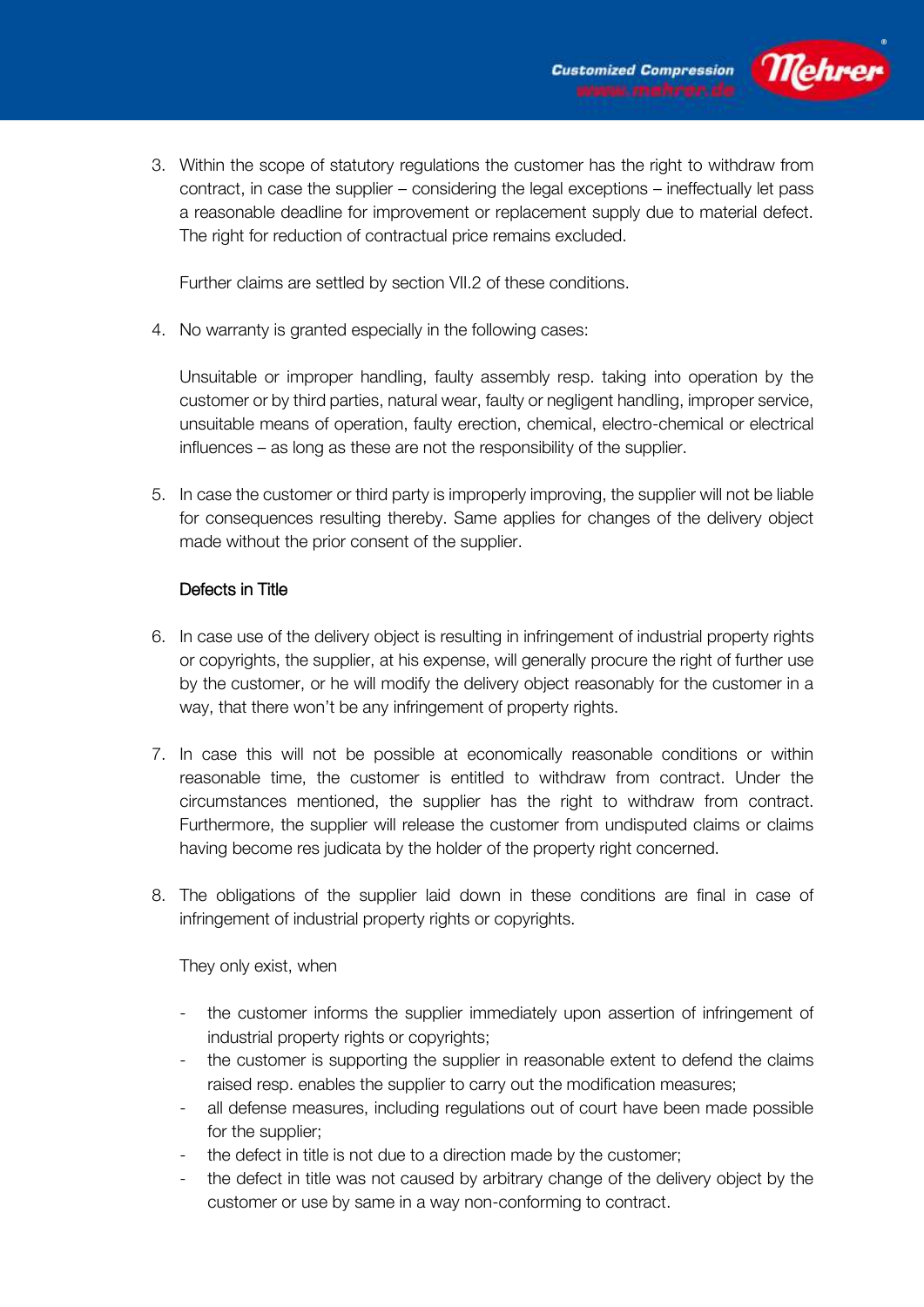3. Within the scope of statutory regulations the customer has the right to withdraw from contract, in case the supplier – considering the legal exceptions – ineffectually let pass a reasonable deadline for improvement or replacement supply due to material defect. The right for reduction of contractual price remains excluded.

   Further claims are settled by section VII.2 of these conditions.

4. No warranty is granted especially in the following cases:

   Unsuitable or improper handling, faulty assembly resp. taking into operation by the customer or by third parties, natural wear, faulty or negligent handling, improper service, unsuitable means of operation, faulty erection, chemical, electro-chemical or electrical influences – as long as these are not the responsibility of the supplier.

5. In case the customer or third party is improperly improving, the supplier will not be liable for consequences resulting thereby. Same applies for changes of the delivery object made without the prior consent of the supplier.

   Defects in Title

6. In case use of the delivery object is resulting in infringement of industrial property rights or copyrights, the supplier, at his expense, will generally procure the right of further use by the customer, or he will modify the delivery object reasonably for the customer in a way, that there won't be any infringement of property rights.

7. In case this will not be possible at economically reasonable conditions or within reasonable time, the customer is entitled to withdraw from contract. Under the circumstances mentioned, the supplier has the right to withdraw from contract. Furthermore, the supplier will release the customer from undisputed claims or claims having become res judicata by the holder of the property right concerned.

8. The obligations of the supplier laid down in these conditions are final in case of infringement of industrial property rights or copyrights.

   They only exist, when

   - the customer informs the supplier immediately upon assertion of infringement of industrial property rights or copyrights;
   - the customer is supporting the supplier in reasonable extent to defend the claims raised resp. enables the supplier to carry out the modification measures;
   - all defense measures, including regulations out of court have been made possible for the supplier;
   - the defect in title is not due to a direction made by the customer;
   - the defect in title was not caused by arbitrary change of the delivery object by the customer or use by same in a way non-conforming to contract.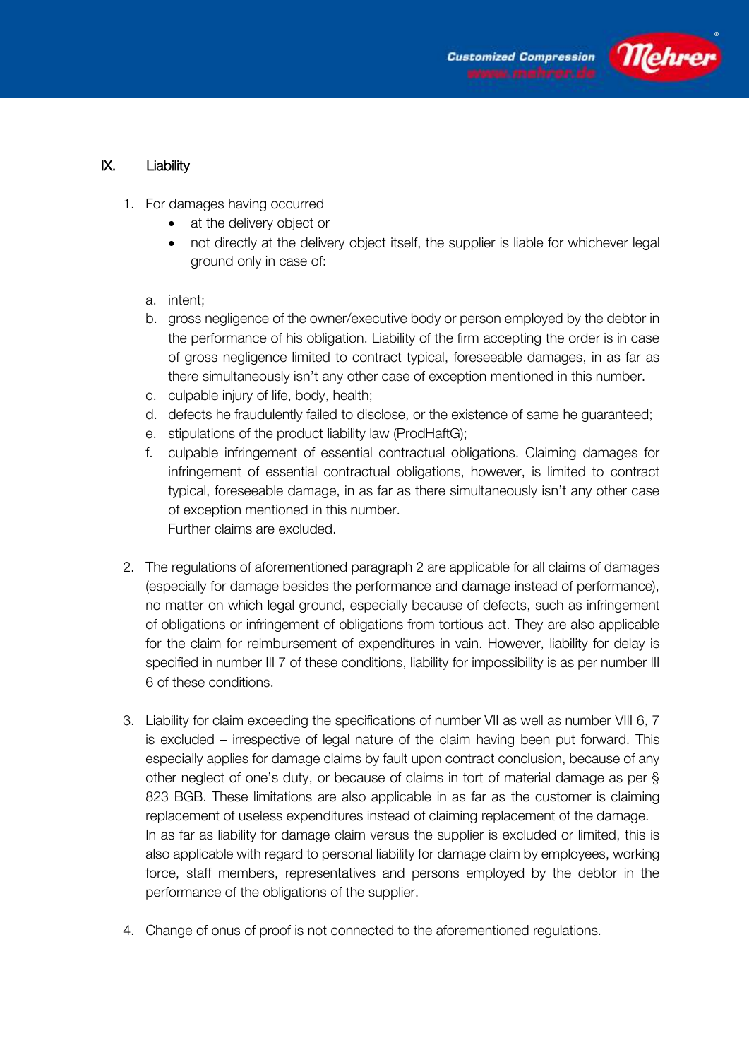## IX. Liability

1. For damages having occurred
   - at the delivery object or
   - not directly at the delivery object itself, the supplier is liable for whichever legal ground only in case of:

   a. intent;
   b. gross negligence of the owner/executive body or person employed by the debtor in the performance of his obligation. Liability of the firm accepting the order is in case of gross negligence limited to contract typical, foreseeable damages, in as far as there simultaneously isn't any other case of exception mentioned in this number.
   c. culpable injury of life, body, health;
   d. defects he fraudulently failed to disclose, or the existence of same he guaranteed;
   e. stipulations of the product liability law (ProdHaftG);
   f. culpable infringement of essential contractual obligations. Claiming damages for infringement of essential contractual obligations, however, is limited to contract typical, foreseeable damage, in as far as there simultaneously isn't any other case of exception mentioned in this number.
   Further claims are excluded.

2. The regulations of aforementioned paragraph 2 are applicable for all claims of damages (especially for damage besides the performance and damage instead of performance), no matter on which legal ground, especially because of defects, such as infringement of obligations or infringement of obligations from tortious act. They are also applicable for the claim for reimbursement of expenditures in vain. However, liability for delay is specified in number III 7 of these conditions, liability for impossibility is as per number III 6 of these conditions.

3. Liability for claim exceeding the specifications of number VII as well as number VIII 6, 7 is excluded – irrespective of legal nature of the claim having been put forward. This especially applies for damage claims by fault upon contract conclusion, because of any other neglect of one's duty, or because of claims in tort of material damage as per § 823 BGB. These limitations are also applicable in as far as the customer is claiming replacement of useless expenditures instead of claiming replacement of the damage.
   In as far as liability for damage claim versus the supplier is excluded or limited, this is also applicable with regard to personal liability for damage claim by employees, working force, staff members, representatives and persons employed by the debtor in the performance of the obligations of the supplier.

4. Change of onus of proof is not connected to the aforementioned regulations.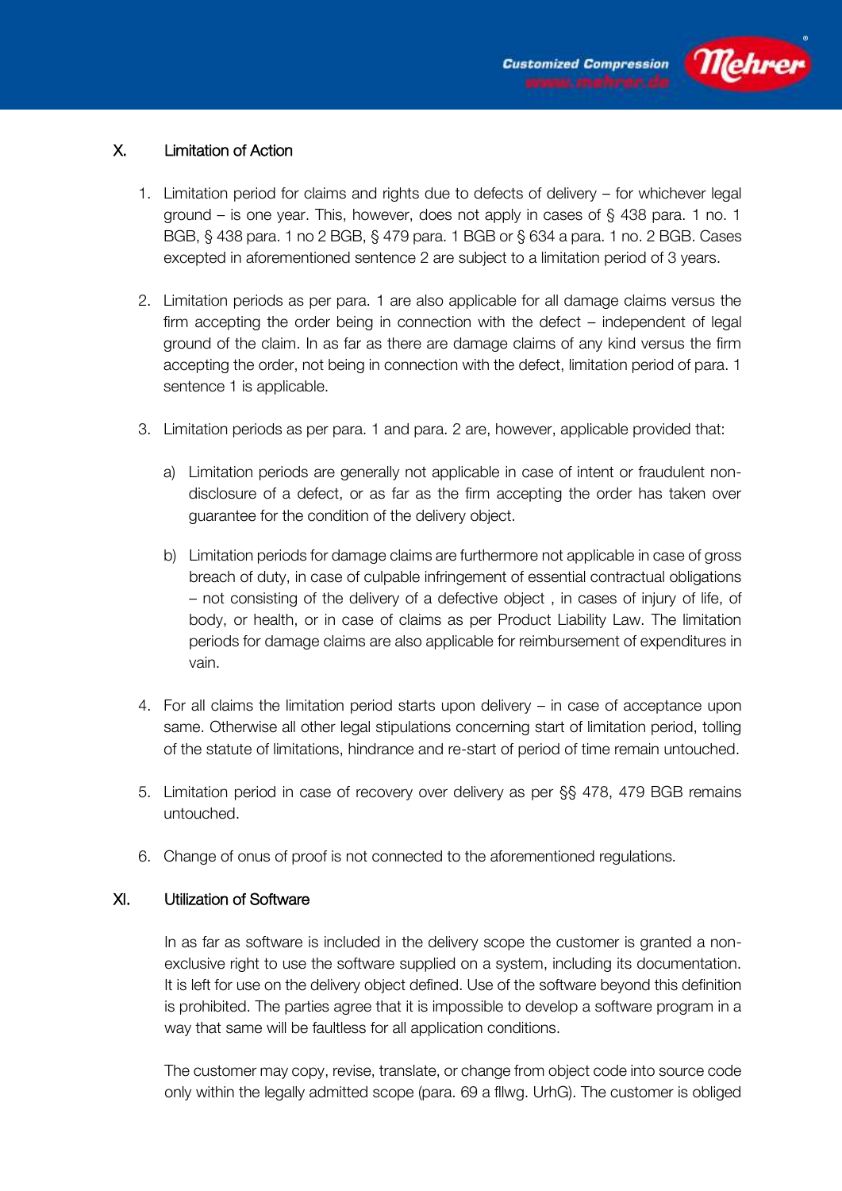## X. Limitation of Action

1. Limitation period for claims and rights due to defects of delivery – for whichever legal ground – is one year. This, however, does not apply in cases of § 438 para. 1 no. 1 BGB, § 438 para. 1 no 2 BGB, § 479 para. 1 BGB or § 634 a para. 1 no. 2 BGB. Cases excepted in aforementioned sentence 2 are subject to a limitation period of 3 years.

2. Limitation periods as per para. 1 are also applicable for all damage claims versus the firm accepting the order being in connection with the defect – independent of legal ground of the claim. In as far as there are damage claims of any kind versus the firm accepting the order, not being in connection with the defect, limitation period of para. 1 sentence 1 is applicable.

3. Limitation periods as per para. 1 and para. 2 are, however, applicable provided that:

   a) Limitation periods are generally not applicable in case of intent or fraudulent non-disclosure of a defect, or as far as the firm accepting the order has taken over guarantee for the condition of the delivery object.

   b) Limitation periods for damage claims are furthermore not applicable in case of gross breach of duty, in case of culpable infringement of essential contractual obligations – not consisting of the delivery of a defective object , in cases of injury of life, of body, or health, or in case of claims as per Product Liability Law. The limitation periods for damage claims are also applicable for reimbursement of expenditures in vain.

4. For all claims the limitation period starts upon delivery – in case of acceptance upon same. Otherwise all other legal stipulations concerning start of limitation period, tolling of the statute of limitations, hindrance and re-start of period of time remain untouched.

5. Limitation period in case of recovery over delivery as per §§ 478, 479 BGB remains untouched.

6. Change of onus of proof is not connected to the aforementioned regulations.

## XI. Utilization of Software

In as far as software is included in the delivery scope the customer is granted a non-exclusive right to use the software supplied on a system, including its documentation. It is left for use on the delivery object defined. Use of the software beyond this definition is prohibited. The parties agree that it is impossible to develop a software program in a way that same will be faultless for all application conditions.

The customer may copy, revise, translate, or change from object code into source code only within the legally admitted scope (para. 69 a fllwg. UrhG). The customer is obliged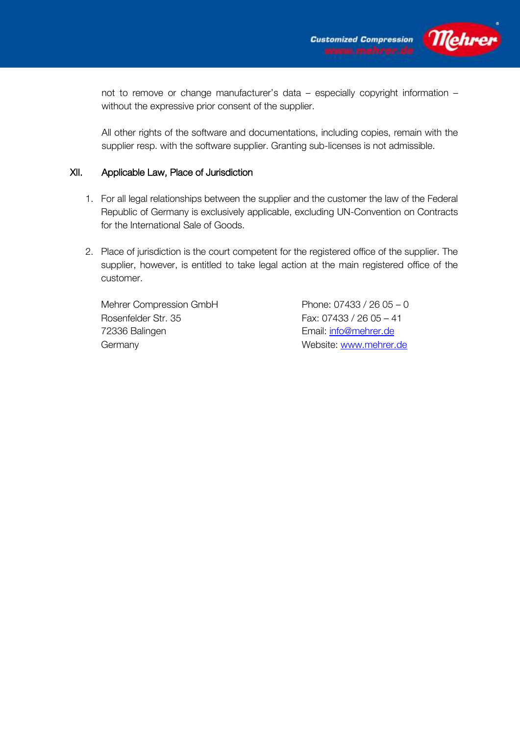not to remove or change manufacturer's data – especially copyright information – without the expressive prior consent of the supplier.

All other rights of the software and documentations, including copies, remain with the supplier resp. with the software supplier. Granting sub-licenses is not admissible.

## XII. Applicable Law, Place of Jurisdiction

1. For all legal relationships between the supplier and the customer the law of the Federal Republic of Germany is exclusively applicable, excluding UN-Convention on Contracts for the International Sale of Goods.

2. Place of jurisdiction is the court competent for the registered office of the supplier. The supplier, however, is entitled to take legal action at the main registered office of the customer.

Mehrer Compression GmbH
Rosenfelder Str. 35
72336 Balingen
Germany

Phone: 07433 / 26 05 – 0
Fax: 07433 / 26 05 – 41
Email: info@mehrer.de
Website: www.mehrer.de